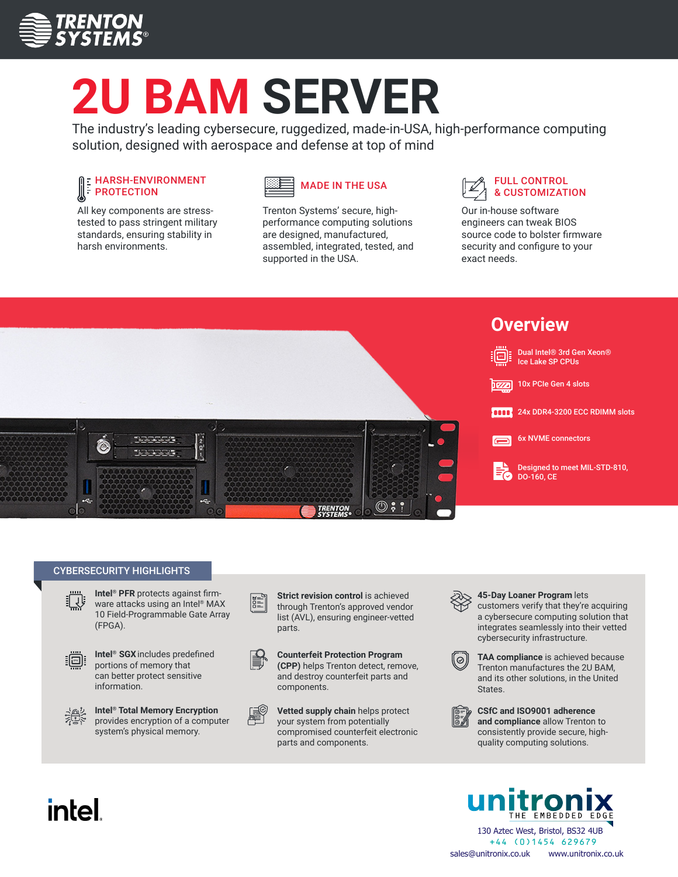TRENTON SYSTEMS®

# 2U BAM SERVER

The industry's leading cybersecure, ruggedized, made-in-USA, high-performance computing solution, designed with aerospace and defense at top of mind

### HARSH-ENVIRONMENT PROTECTION

All key components are stress-tested to pass stringent military standards, ensuring stability in harsh environments.

### MADE IN THE USA

Trenton Systems' secure, high-performance computing solutions are designed, manufactured, assembled, integrated, tested, and supported in the USA.

### FULL CONTROL & CUSTOMIZATION

Our in-house software engineers can tweak BIOS source code to bolster firmware security and configure to your exact needs.

## Overview

- Dual Intel® 3rd Gen Xeon® Ice Lake SP CPUs
- 10x PCIe Gen 4 slots
- 24x DDR4-3200 ECC RDIMM slots
- 6x NVME connectors
- Designed to meet MIL-STD-810, DO-160, CE

## CYBERSECURITY HIGHLIGHTS

**Intel® PFR** protects against firmware attacks using an Intel® MAX 10 Field-Programmable Gate Array (FPGA).

**Intel® SGX** includes predefined portions of memory that can better protect sensitive information.

**Intel® Total Memory Encryption** provides encryption of a computer system's physical memory.

**Strict revision control** is achieved through Trenton's approved vendor list (AVL), ensuring engineer-vetted parts.

**Counterfeit Protection Program (CPP)** helps Trenton detect, remove, and destroy counterfeit parts and components.

**Vetted supply chain** helps protect your system from potentially compromised counterfeit electronic parts and components.

**45-Day Loaner Program** lets customers verify that they're acquiring a cybersecure computing solution that integrates seamlessly into their vetted cybersecurity infrastructure.

**TAA compliance** is achieved because Trenton manufactures the 2U BAM, and its other solutions, in the United States.

**CSfC and ISO9001 adherence and compliance** allow Trenton to consistently provide secure, high-quality computing solutions.

intel

unitronix
THE EMBEDDED EDGE
130 Aztec West, Bristol, BS32 4UB
+44 (0)1454 629679
sales@unitronix.co.uk www.unitronix.co.uk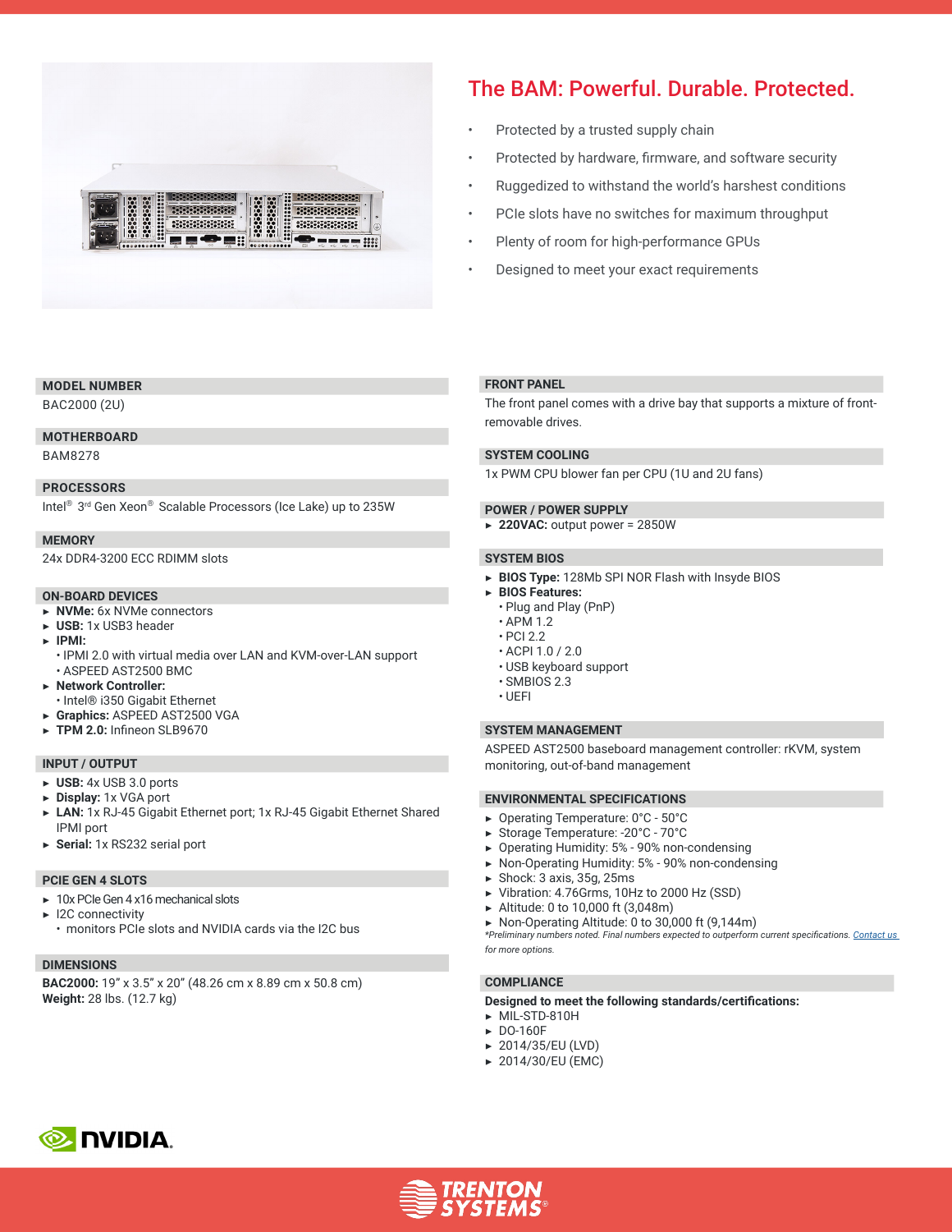## The BAM: Powerful. Durable. Protected.

- Protected by a trusted supply chain
- Protected by hardware, firmware, and software security
- Ruggedized to withstand the world's harshest conditions
- PCIe slots have no switches for maximum throughput
- Plenty of room for high-performance GPUs
- Designed to meet your exact requirements

### MODEL NUMBER

BAC2000 (2U)

### MOTHERBOARD

BAM8278

### PROCESSORS

Intel® 3rd Gen Xeon® Scalable Processors (Ice Lake) up to 235W

### MEMORY

24x DDR4-3200 ECC RDIMM slots

### ON-BOARD DEVICES

- **NVMe:** 6x NVMe connectors
- **USB:** 1x USB3 header
- **IPMI:**
  - IPMI 2.0 with virtual media over LAN and KVM-over-LAN support
  - ASPEED AST2500 BMC
- **Network Controller:**
  - Intel® i350 Gigabit Ethernet
- **Graphics:** ASPEED AST2500 VGA
- **TPM 2.0:** Infineon SLB9670

### INPUT / OUTPUT

- **USB:** 4x USB 3.0 ports
- **Display:** 1x VGA port
- **LAN:** 1x RJ-45 Gigabit Ethernet port; 1x RJ-45 Gigabit Ethernet Shared IPMI port
- **Serial:** 1x RS232 serial port

### PCIE GEN 4 SLOTS

- 10x PCIe Gen 4 x16 mechanical slots
- I2C connectivity
  - monitors PCIe slots and NVIDIA cards via the I2C bus

### DIMENSIONS

**BAC2000:** 19" x 3.5" x 20" (48.26 cm x 8.89 cm x 50.8 cm)
**Weight:** 28 lbs. (12.7 kg)

### FRONT PANEL

The front panel comes with a drive bay that supports a mixture of front-removable drives.

### SYSTEM COOLING

1x PWM CPU blower fan per CPU (1U and 2U fans)

### POWER / POWER SUPPLY

- **220VAC:** output power = 2850W

### SYSTEM BIOS

- **BIOS Type:** 128Mb SPI NOR Flash with Insyde BIOS
- **BIOS Features:**
  - Plug and Play (PnP)
  - APM 1.2
  - PCI 2.2
  - ACPI 1.0 / 2.0
  - USB keyboard support
  - SMBIOS 2.3
  - UEFI

### SYSTEM MANAGEMENT

ASPEED AST2500 baseboard management controller: rKVM, system monitoring, out-of-band management

### ENVIRONMENTAL SPECIFICATIONS

- Operating Temperature: 0°C - 50°C
- Storage Temperature: -20°C - 70°C
- Operating Humidity: 5% - 90% non-condensing
- Non-Operating Humidity: 5% - 90% non-condensing
- Shock: 3 axis, 35g, 25ms
- Vibration: 4.76Grms, 10Hz to 2000 Hz (SSD)
- Altitude: 0 to 10,000 ft (3,048m)
- Non-Operating Altitude: 0 to 30,000 ft (9,144m)

*\*Preliminary numbers noted. Final numbers expected to outperform current specifications. Contact us for more options.*

### COMPLIANCE

**Designed to meet the following standards/certifications:**

- MIL-STD-810H
- DO-160F
- 2014/35/EU (LVD)
- 2014/30/EU (EMC)

NVIDIA

TRENTON SYSTEMS®